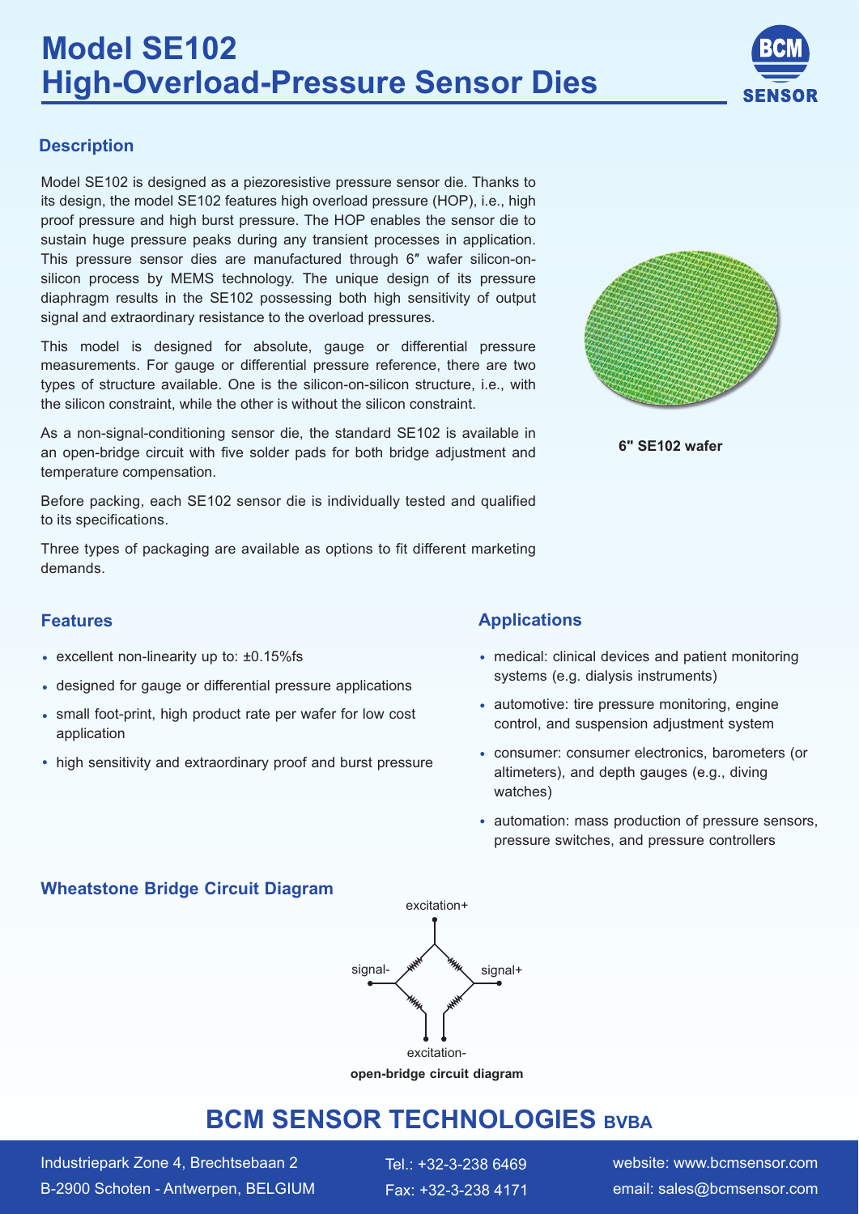# Model SE102
# High-Overload-Pressure Sensor Dies

## Description

Model SE102 is designed as a piezoresistive pressure sensor die. Thanks to its design, the model SE102 features high overload pressure (HOP), i.e., high proof pressure and high burst pressure. The HOP enables the sensor die to sustain huge pressure peaks during any transient processes in application. This pressure sensor dies are manufactured through 6″ wafer silicon-on-silicon process by MEMS technology. The unique design of its pressure diaphragm results in the SE102 possessing both high sensitivity of output signal and extraordinary resistance to the overload pressures.

This model is designed for absolute, gauge or differential pressure measurements. For gauge or differential pressure reference, there are two types of structure available. One is the silicon-on-silicon structure, i.e., with the silicon constraint, while the other is without the silicon constraint.

As a non-signal-conditioning sensor die, the standard SE102 is available in an open-bridge circuit with five solder pads for both bridge adjustment and temperature compensation.

Before packing, each SE102 sensor die is individually tested and qualified to its specifications.

Three types of packaging are available as options to fit different marketing demands.

**6" SE102 wafer**

## Features

- excellent non-linearity up to: ±0.15%fs
- designed for gauge or differential pressure applications
- small foot-print, high product rate per wafer for low cost application
- high sensitivity and extraordinary proof and burst pressure

## Applications

- medical: clinical devices and patient monitoring systems (e.g. dialysis instruments)
- automotive: tire pressure monitoring, engine control, and suspension adjustment system
- consumer: consumer electronics, barometers (or altimeters), and depth gauges (e.g., diving watches)
- automation: mass production of pressure sensors, pressure switches, and pressure controllers

## Wheatstone Bridge Circuit Diagram

excitation+

signal-

signal+

excitation-

**open-bridge circuit diagram**

## BCM SENSOR TECHNOLOGIES BVBA

Industriepark Zone 4, Brechtsebaan 2
B-2900 Schoten - Antwerpen, BELGIUM

Tel.: +32-3-238 6469
Fax: +32-3-238 4171

website: www.bcmsensor.com
email: sales@bcmsensor.com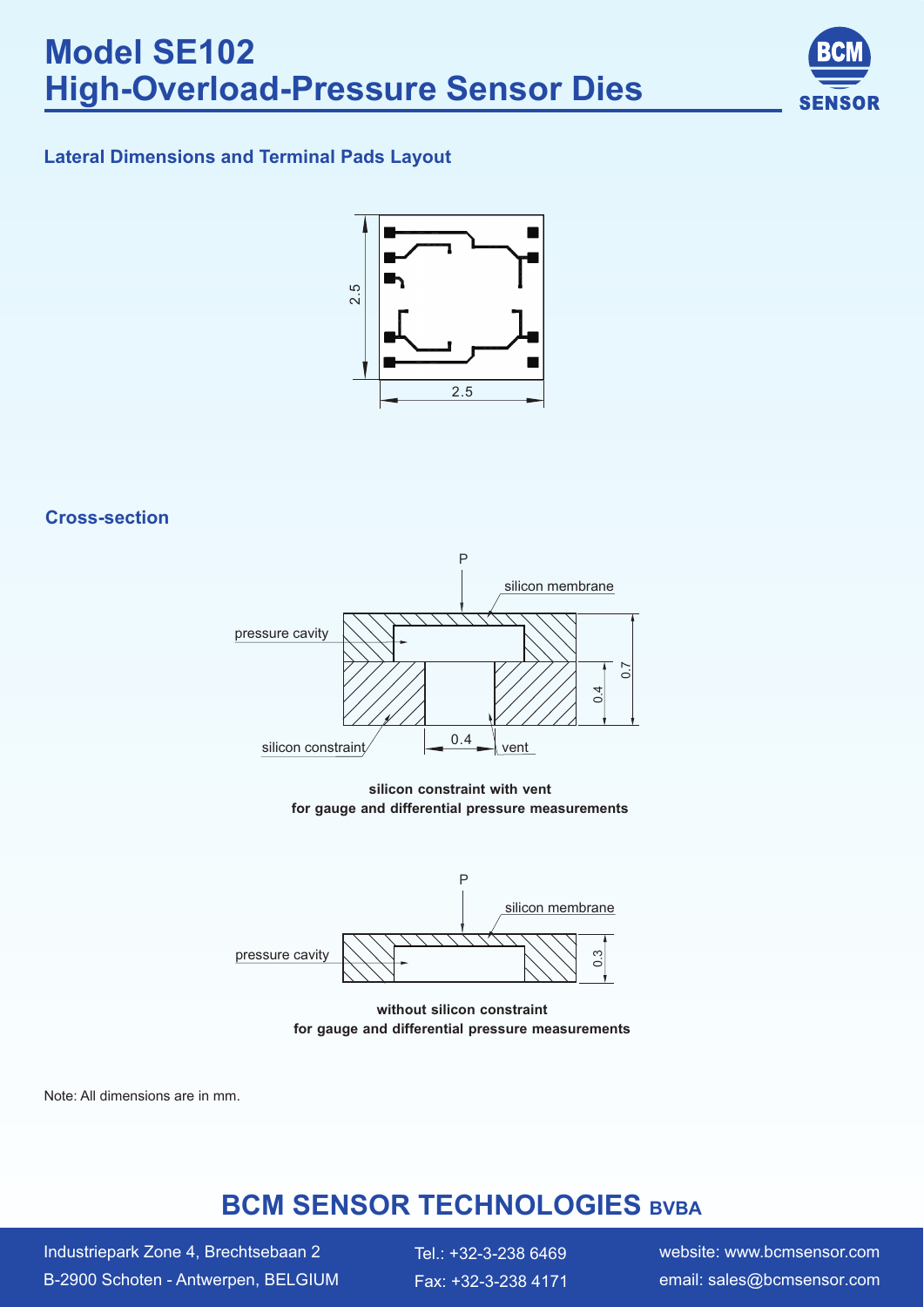# Model SE102
# High-Overload-Pressure Sensor Dies

### Lateral Dimensions and Terminal Pads Layout

2.5

2.5

### Cross-section

P

silicon membrane

pressure cavity

0.7

0.4

silicon constraint

0.4

vent

**silicon constraint with vent**
**for gauge and differential pressure measurements**

P

silicon membrane

pressure cavity

0.3

**without silicon constraint**
**for gauge and differential pressure measurements**

Note: All dimensions are in mm.

## BCM SENSOR TECHNOLOGIES BVBA

Industriepark Zone 4, Brechtsebaan 2
B-2900 Schoten - Antwerpen, BELGIUM

Tel.: +32-3-238 6469
Fax: +32-3-238 4171

website: www.bcmsensor.com
email: sales@bcmsensor.com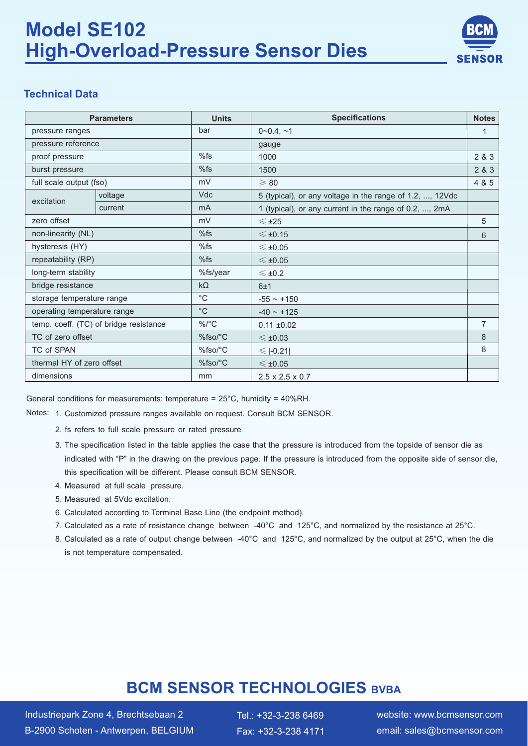# Model SE102
# High-Overload-Pressure Sensor Dies

## Technical Data

| Parameters | | Units | Specifications | Notes |
|---|---|---|---|---|
| pressure ranges | | bar | 0~0.4, ~1 | 1 |
| pressure reference | | | gauge | |
| proof pressure | | %fs | 1000 | 2 & 3 |
| burst pressure | | %fs | 1500 | 2 & 3 |
| full scale output (fso) | | mV | ⩾ 80 | 4 & 5 |
| excitation | voltage | Vdc | 5 (typical), or any voltage in the range of 1.2, ..., 12Vdc | |
| | current | mA | 1 (typical), or any current in the range of 0.2, ..., 2mA | |
| zero offset | | mV | ⩽ ±25 | 5 |
| non-linearity (NL) | | %fs | ⩽ ±0.15 | 6 |
| hysteresis (HY) | | %fs | ⩽ ±0.05 | |
| repeatability (RP) | | %fs | ⩽ ±0.05 | |
| long-term stability | | %fs/year | ⩽ ±0.2 | |
| bridge resistance | | kΩ | 6±1 | |
| storage temperature range | | °C | -55 ~ +150 | |
| operating temperature range | | °C | -40 ~ +125 | |
| temp. coeff. (TC) of bridge resistance | | %/°C | 0.11 ±0.02 | 7 |
| TC of zero offset | | %fso/°C | ⩽ ±0.03 | 8 |
| TC of SPAN | | %fso/°C | ⩽ \|-0.21\| | 8 |
| thermal HY of zero offset | | %fso/°C | ⩽ ±0.05 | |
| dimensions | | mm | 2.5 x 2.5 x 0.7 | |

General conditions for measurements: temperature = 25°C, humidity = 40%RH.

Notes:
1. Customized pressure ranges available on request. Consult BCM SENSOR.
2. fs refers to full scale pressure or rated pressure.
3. The specification listed in the table applies the case that the pressure is introduced from the topside of sensor die as indicated with "P" in the drawing on the previous page. If the pressure is introduced from the opposite side of sensor die, this specification will be different. Please consult BCM SENSOR.
4. Measured at full scale pressure.
5. Measured at 5Vdc excitation.
6. Calculated according to Terminal Base Line (the endpoint method).
7. Calculated as a rate of resistance change between -40°C and 125°C, and normalized by the resistance at 25°C.
8. Calculated as a rate of output change between -40°C and 125°C, and normalized by the output at 25°C, when the die is not temperature compensated.

**BCM SENSOR TECHNOLOGIES BVBA**

Industriepark Zone 4, Brechtsebaan 2
B-2900 Schoten - Antwerpen, BELGIUM

Tel.: +32-3-238 6469
Fax: +32-3-238 4171

website: www.bcmsensor.com
email: sales@bcmsensor.com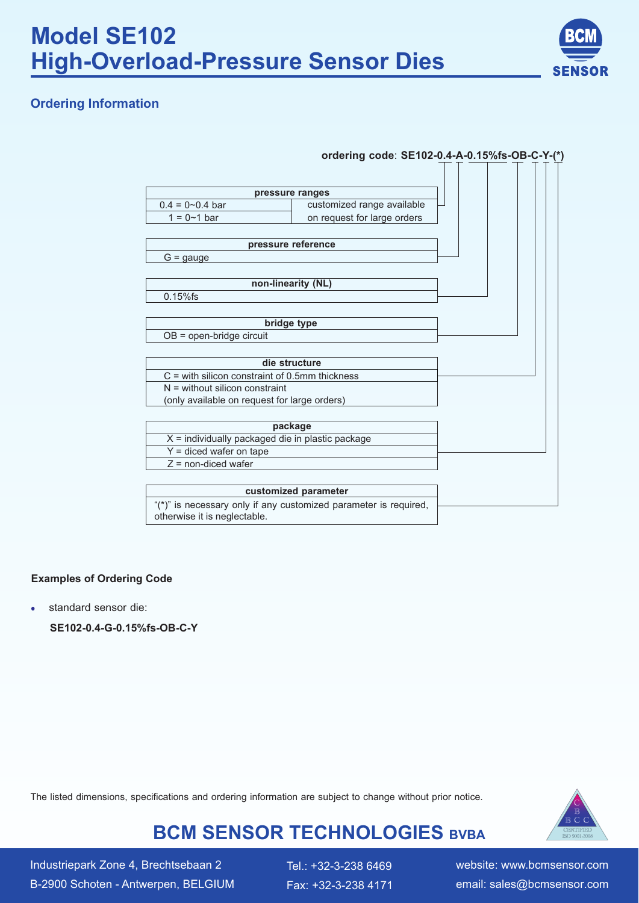# Model SE102
# High-Overload-Pressure Sensor Dies

## Ordering Information

**ordering code**: **SE102-0.4-A-0.15%fs-OB-C-Y-(*)**

| pressure ranges | |
|---|---|
| 0.4 = 0~0.4 bar | customized range available |
| 1 = 0~1 bar | on request for large orders |

| pressure reference |
|---|
| G = gauge |

| non-linearity (NL) |
|---|
| 0.15%fs |

| bridge type |
|---|
| OB = open-bridge circuit |

| die structure |
|---|
| C = with silicon constraint of 0.5mm thickness |
| N = without silicon constraint (only available on request for large orders) |

| package |
|---|
| X = individually packaged die in plastic package |
| Y = diced wafer on tape |
| Z = non-diced wafer |

| customized parameter |
|---|
| "(*)" is necessary only if any customized parameter is required, otherwise it is neglectable. |

**Examples of Ordering Code**

- standard sensor die:

  **SE102-0.4-G-0.15%fs-OB-C-Y**

The listed dimensions, specifications and ordering information are subject to change without prior notice.

**BCM SENSOR TECHNOLOGIES BVBA**

Industriepark Zone 4, Brechtsebaan 2
B-2900 Schoten - Antwerpen, BELGIUM

Tel.: +32-3-238 6469
Fax: +32-3-238 4171

website: www.bcmsensor.com
email: sales@bcmsensor.com